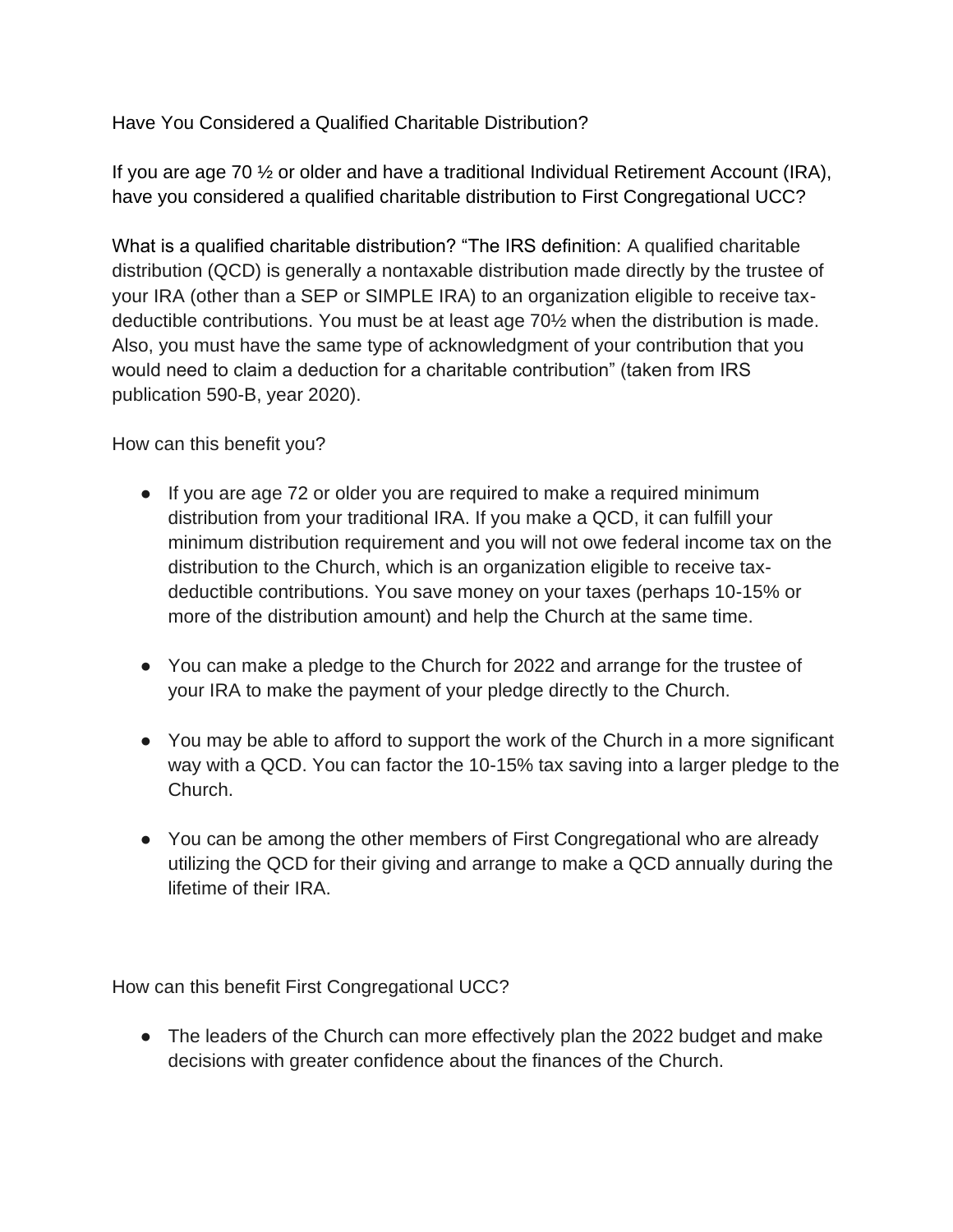Have You Considered a Qualified Charitable Distribution?

If you are age 70 ½ or older and have a traditional Individual Retirement Account (IRA), have you considered a qualified charitable distribution to First Congregational UCC?

What is a qualified charitable distribution? “The IRS definition: A qualified charitable distribution (QCD) is generally a nontaxable distribution made directly by the trustee of your IRA (other than a SEP or SIMPLE IRA) to an organization eligible to receive tax-deductible contributions. You must be at least age 70½ when the distribution is made. Also, you must have the same type of acknowledgment of your contribution that you would need to claim a deduction for a charitable contribution” (taken from IRS publication 590-B, year 2020).

How can this benefit you?

- If you are age 72 or older you are required to make a required minimum distribution from your traditional IRA. If you make a QCD, it can fulfill your minimum distribution requirement and you will not owe federal income tax on the distribution to the Church, which is an organization eligible to receive tax-deductible contributions. You save money on your taxes (perhaps 10-15% or more of the distribution amount) and help the Church at the same time.

- You can make a pledge to the Church for 2022 and arrange for the trustee of your IRA to make the payment of your pledge directly to the Church.

- You may be able to afford to support the work of the Church in a more significant way with a QCD. You can factor the 10-15% tax saving into a larger pledge to the Church.

- You can be among the other members of First Congregational who are already utilizing the QCD for their giving and arrange to make a QCD annually during the lifetime of their IRA.

How can this benefit First Congregational UCC?

- The leaders of the Church can more effectively plan the 2022 budget and make decisions with greater confidence about the finances of the Church.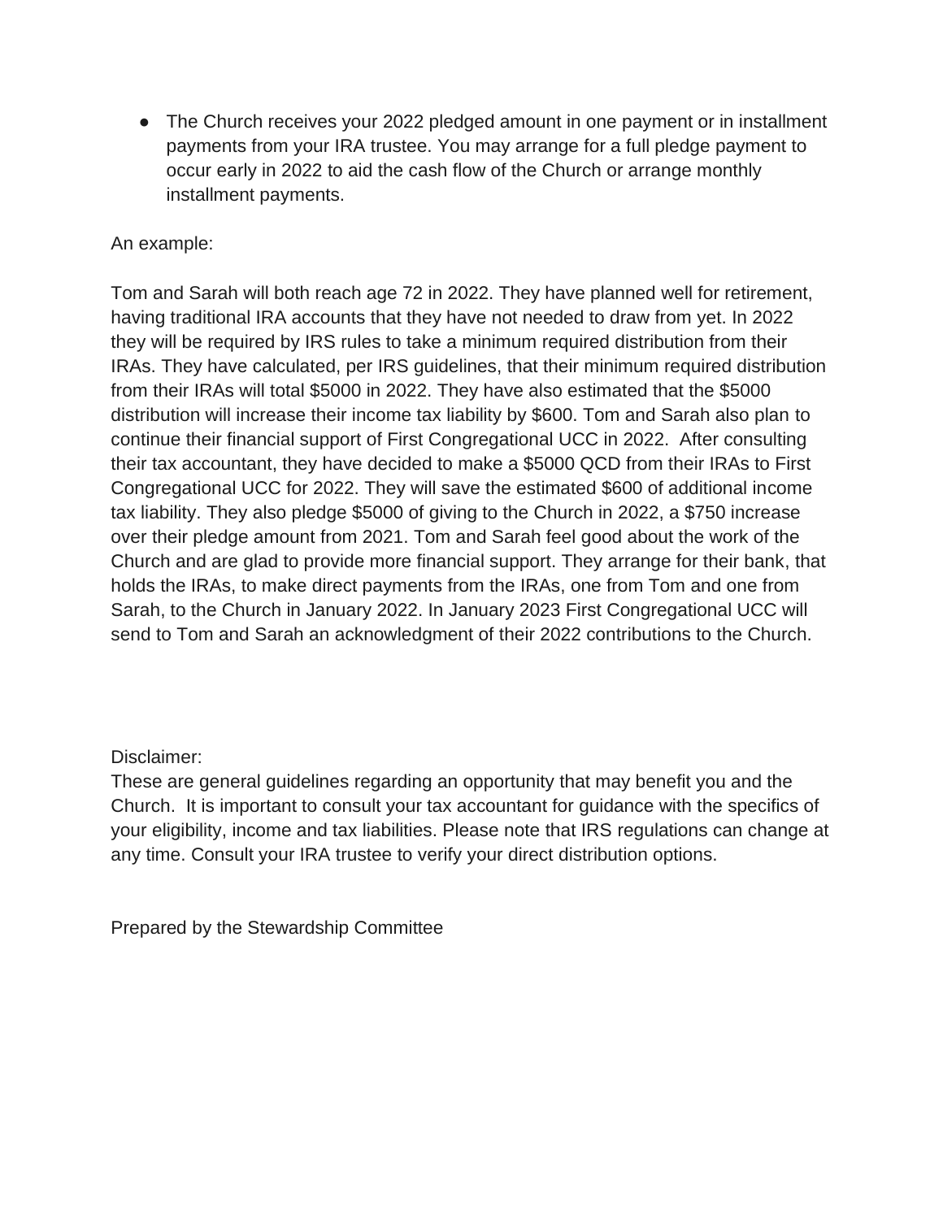- The Church receives your 2022 pledged amount in one payment or in installment payments from your IRA trustee. You may arrange for a full pledge payment to occur early in 2022 to aid the cash flow of the Church or arrange monthly installment payments.

An example:

Tom and Sarah will both reach age 72 in 2022. They have planned well for retirement, having traditional IRA accounts that they have not needed to draw from yet. In 2022 they will be required by IRS rules to take a minimum required distribution from their IRAs. They have calculated, per IRS guidelines, that their minimum required distribution from their IRAs will total $5000 in 2022. They have also estimated that the $5000 distribution will increase their income tax liability by $600. Tom and Sarah also plan to continue their financial support of First Congregational UCC in 2022. After consulting their tax accountant, they have decided to make a $5000 QCD from their IRAs to First Congregational UCC for 2022. They will save the estimated $600 of additional income tax liability. They also pledge $5000 of giving to the Church in 2022, a $750 increase over their pledge amount from 2021. Tom and Sarah feel good about the work of the Church and are glad to provide more financial support. They arrange for their bank, that holds the IRAs, to make direct payments from the IRAs, one from Tom and one from Sarah, to the Church in January 2022. In January 2023 First Congregational UCC will send to Tom and Sarah an acknowledgment of their 2022 contributions to the Church.

Disclaimer:
These are general guidelines regarding an opportunity that may benefit you and the Church. It is important to consult your tax accountant for guidance with the specifics of your eligibility, income and tax liabilities. Please note that IRS regulations can change at any time. Consult your IRA trustee to verify your direct distribution options.

Prepared by the Stewardship Committee